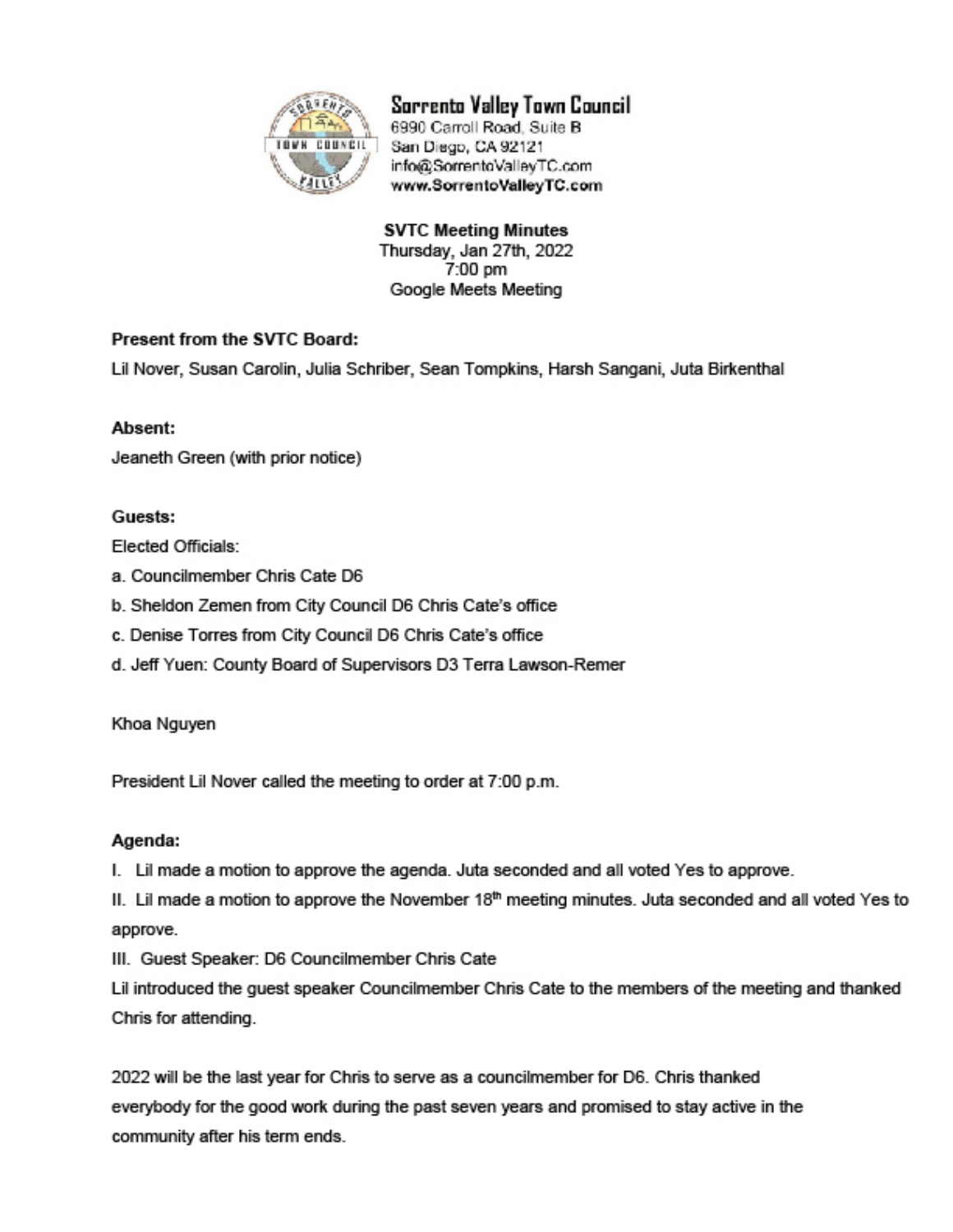**Sorrento Valley Town Council**
6990 Carroll Road, Suite B
San Diego, CA 92121
info@SorrentoValleyTC.com
www.SorrentoValleyTC.com

**SVTC Meeting Minutes**
Thursday, Jan 27th, 2022
7:00 pm
Google Meets Meeting

**Present from the SVTC Board:**

Lil Nover, Susan Carolin, Julia Schriber, Sean Tompkins, Harsh Sangani, Juta Birkenthal

**Absent:**

Jeaneth Green (with prior notice)

**Guests:**

Elected Officials:

a. Councilmember Chris Cate D6

b. Sheldon Zemen from City Council D6 Chris Cate's office

c. Denise Torres from City Council D6 Chris Cate's office

d. Jeff Yuen: County Board of Supervisors D3 Terra Lawson-Remer

Khoa Nguyen

President Lil Nover called the meeting to order at 7:00 p.m.

**Agenda:**

I. Lil made a motion to approve the agenda. Juta seconded and all voted Yes to approve.

II. Lil made a motion to approve the November 18th meeting minutes. Juta seconded and all voted Yes to approve.

III. Guest Speaker: D6 Councilmember Chris Cate

Lil introduced the guest speaker Councilmember Chris Cate to the members of the meeting and thanked Chris for attending.

2022 will be the last year for Chris to serve as a councilmember for D6. Chris thanked everybody for the good work during the past seven years and promised to stay active in the community after his term ends.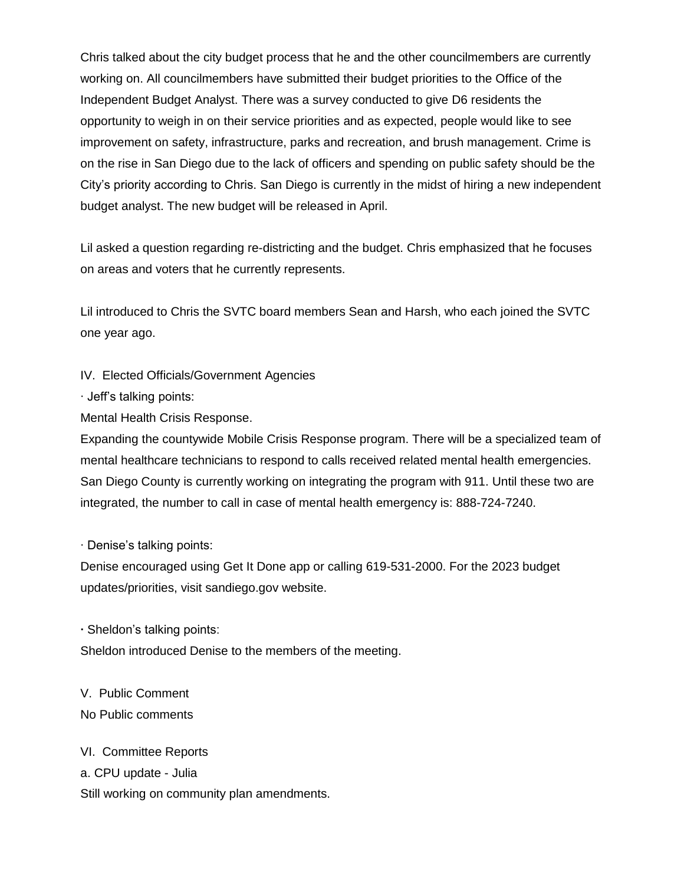Chris talked about the city budget process that he and the other councilmembers are currently working on. All councilmembers have submitted their budget priorities to the Office of the Independent Budget Analyst. There was a survey conducted to give D6 residents the opportunity to weigh in on their service priorities and as expected, people would like to see improvement on safety, infrastructure, parks and recreation, and brush management. Crime is on the rise in San Diego due to the lack of officers and spending on public safety should be the City's priority according to Chris. San Diego is currently in the midst of hiring a new independent budget analyst. The new budget will be released in April.

Lil asked a question regarding re-districting and the budget. Chris emphasized that he focuses on areas and voters that he currently represents.

Lil introduced to Chris the SVTC board members Sean and Harsh, who each joined the SVTC one year ago.

IV. Elected Officials/Government Agencies

· Jeff's talking points:

Mental Health Crisis Response.

Expanding the countywide Mobile Crisis Response program. There will be a specialized team of mental healthcare technicians to respond to calls received related mental health emergencies. San Diego County is currently working on integrating the program with 911. Until these two are integrated, the number to call in case of mental health emergency is: 888-724-7240.

· Denise's talking points:

Denise encouraged using Get It Done app or calling 619-531-2000. For the 2023 budget updates/priorities, visit sandiego.gov website.

· Sheldon's talking points:

Sheldon introduced Denise to the members of the meeting.

V. Public Comment

No Public comments

VI. Committee Reports

a. CPU update - Julia

Still working on community plan amendments.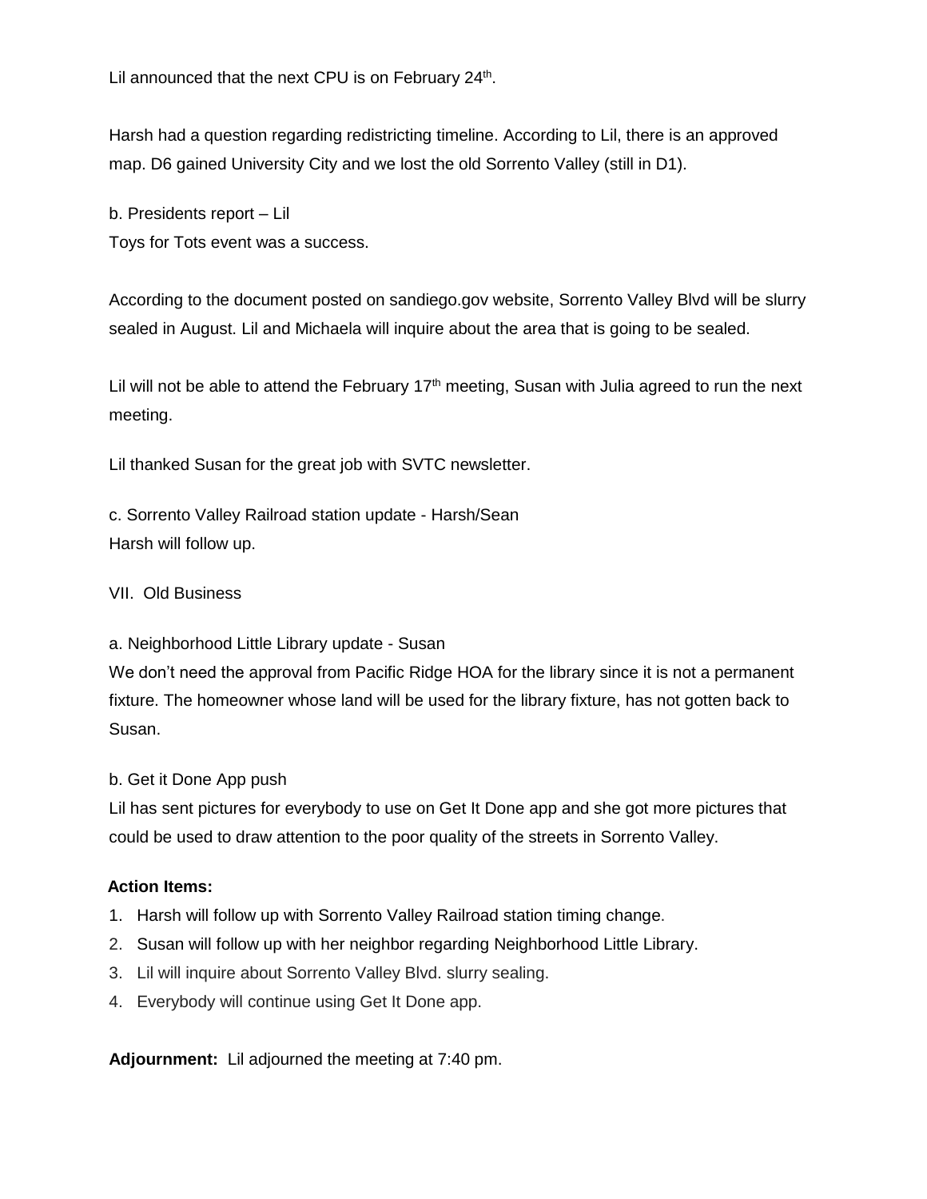Lil announced that the next CPU is on February 24th.

Harsh had a question regarding redistricting timeline. According to Lil, there is an approved map. D6 gained University City and we lost the old Sorrento Valley (still in D1).

b. Presidents report – Lil

Toys for Tots event was a success.

According to the document posted on sandiego.gov website, Sorrento Valley Blvd will be slurry sealed in August. Lil and Michaela will inquire about the area that is going to be sealed.

Lil will not be able to attend the February 17th meeting, Susan with Julia agreed to run the next meeting.

Lil thanked Susan for the great job with SVTC newsletter.

c. Sorrento Valley Railroad station update - Harsh/Sean

Harsh will follow up.

VII. Old Business

a. Neighborhood Little Library update - Susan

We don't need the approval from Pacific Ridge HOA for the library since it is not a permanent fixture. The homeowner whose land will be used for the library fixture, has not gotten back to Susan.

b. Get it Done App push

Lil has sent pictures for everybody to use on Get It Done app and she got more pictures that could be used to draw attention to the poor quality of the streets in Sorrento Valley.

**Action Items:**

1. Harsh will follow up with Sorrento Valley Railroad station timing change.
2. Susan will follow up with her neighbor regarding Neighborhood Little Library.
3. Lil will inquire about Sorrento Valley Blvd. slurry sealing.
4. Everybody will continue using Get It Done app.

**Adjournment:** Lil adjourned the meeting at 7:40 pm.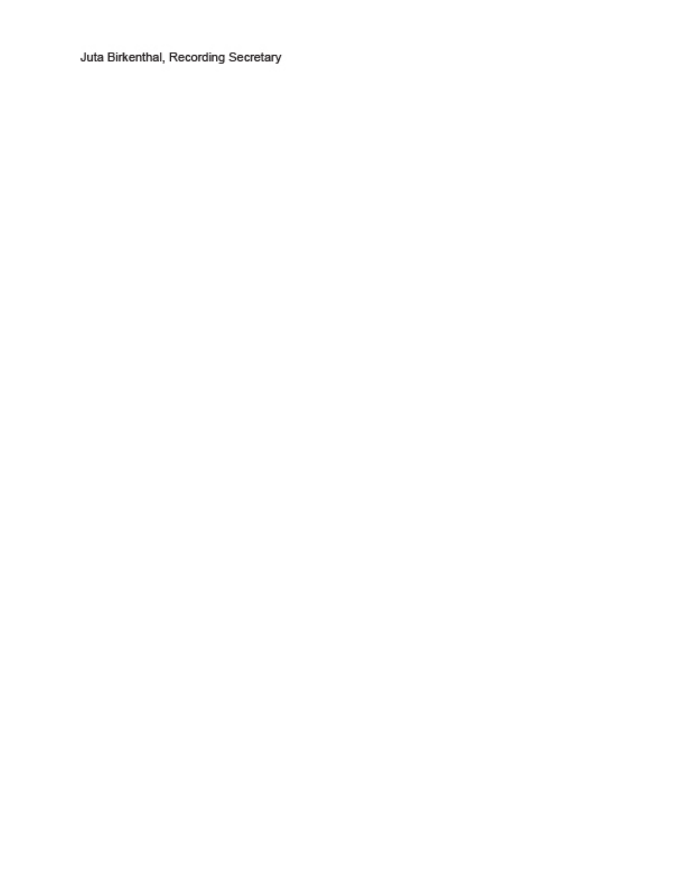Juta Birkenthal, Recording Secretary